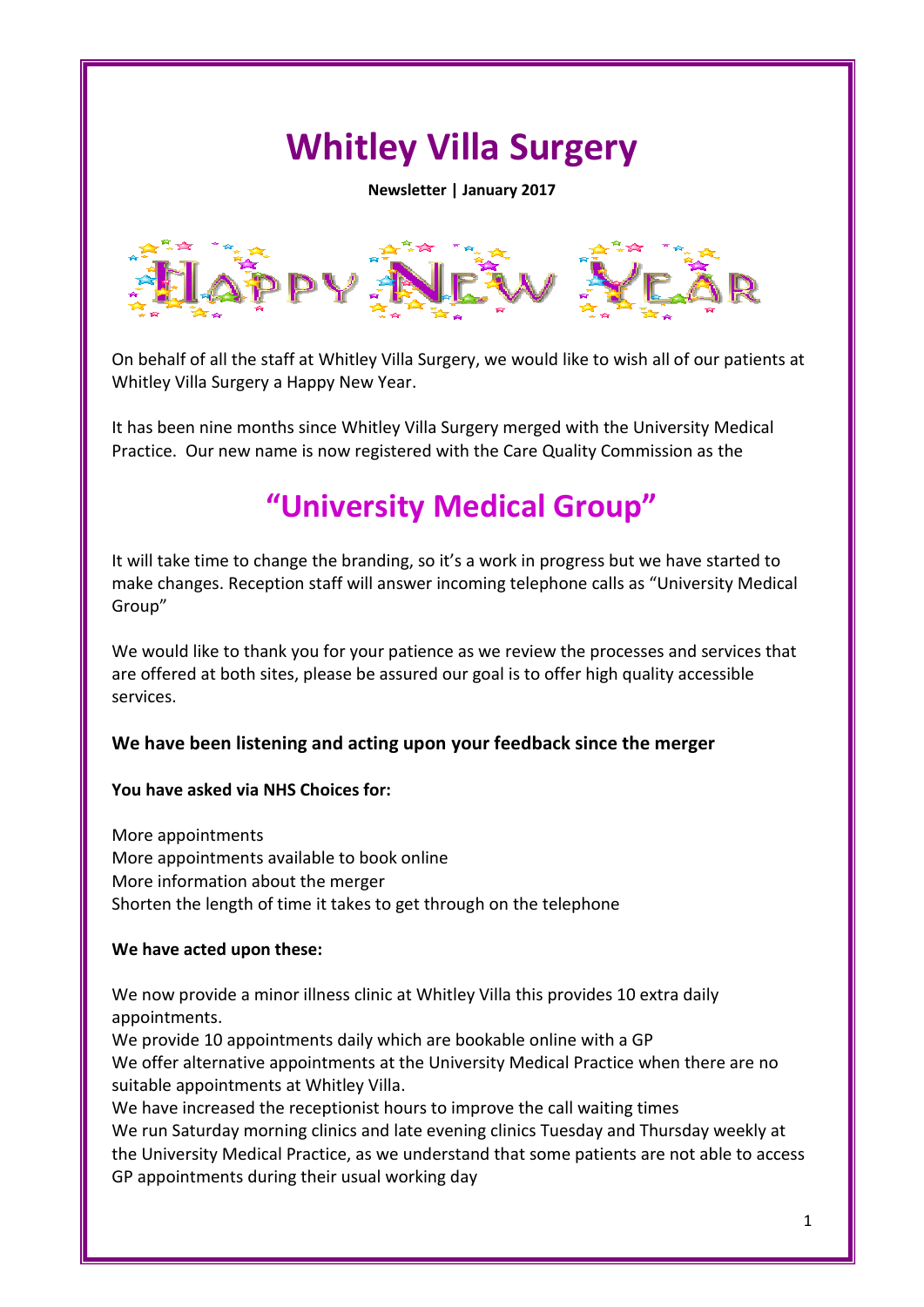# Whitley Villa Surgery

**Newsletter | January 2017**

HAPPY NEW YEAR

On behalf of all the staff at Whitley Villa Surgery, we would like to wish all of our patients at Whitley Villa Surgery a Happy New Year.

It has been nine months since Whitley Villa Surgery merged with the University Medical Practice. Our new name is now registered with the Care Quality Commission as the

## "University Medical Group"

It will take time to change the branding, so it's a work in progress but we have started to make changes. Reception staff will answer incoming telephone calls as "University Medical Group"

We would like to thank you for your patience as we review the processes and services that are offered at both sites, please be assured our goal is to offer high quality accessible services.

### We have been listening and acting upon your feedback since the merger

**You have asked via NHS Choices for:**

More appointments
More appointments available to book online
More information about the merger
Shorten the length of time it takes to get through on the telephone

**We have acted upon these:**

We now provide a minor illness clinic at Whitley Villa this provides 10 extra daily appointments.
We provide 10 appointments daily which are bookable online with a GP
We offer alternative appointments at the University Medical Practice when there are no suitable appointments at Whitley Villa.
We have increased the receptionist hours to improve the call waiting times
We run Saturday morning clinics and late evening clinics Tuesday and Thursday weekly at the University Medical Practice, as we understand that some patients are not able to access GP appointments during their usual working day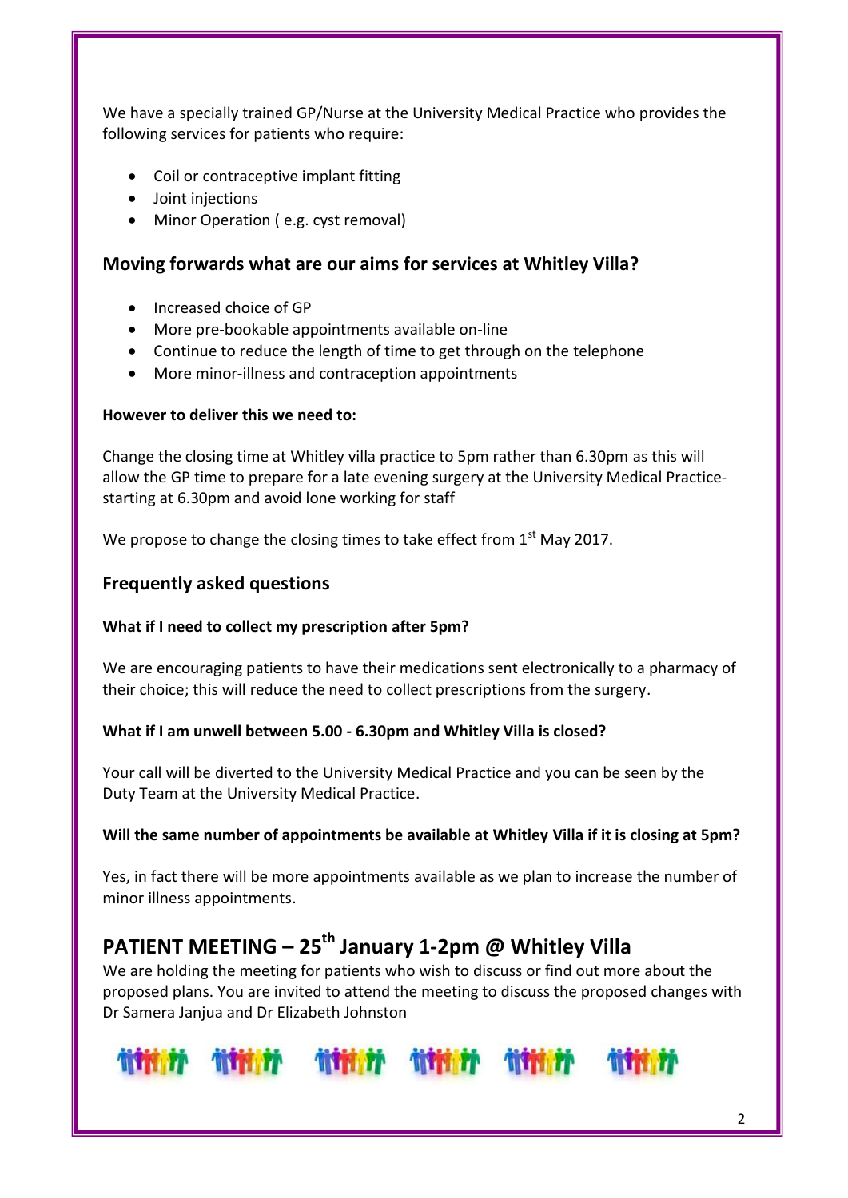We have a specially trained GP/Nurse at the University Medical Practice who provides the following services for patients who require:

- Coil or contraceptive implant fitting
- Joint injections
- Minor Operation ( e.g. cyst removal)

## Moving forwards what are our aims for services at Whitley Villa?

- Increased choice of GP
- More pre-bookable appointments available on-line
- Continue to reduce the length of time to get through on the telephone
- More minor-illness and contraception appointments

**However to deliver this we need to:**

Change the closing time at Whitley villa practice to 5pm rather than 6.30pm as this will allow the GP time to prepare for a late evening surgery at the University Medical Practice-starting at 6.30pm and avoid lone working for staff

We propose to change the closing times to take effect from 1st May 2017.

## Frequently asked questions

**What if I need to collect my prescription after 5pm?**

We are encouraging patients to have their medications sent electronically to a pharmacy of their choice; this will reduce the need to collect prescriptions from the surgery.

**What if I am unwell between 5.00 - 6.30pm and Whitley Villa is closed?**

Your call will be diverted to the University Medical Practice and you can be seen by the Duty Team at the University Medical Practice.

**Will the same number of appointments be available at Whitley Villa if it is closing at 5pm?**

Yes, in fact there will be more appointments available as we plan to increase the number of minor illness appointments.

# PATIENT MEETING – 25th January 1-2pm @ Whitley Villa

We are holding the meeting for patients who wish to discuss or find out more about the proposed plans. You are invited to attend the meeting to discuss the proposed changes with Dr Samera Janjua and Dr Elizabeth Johnston